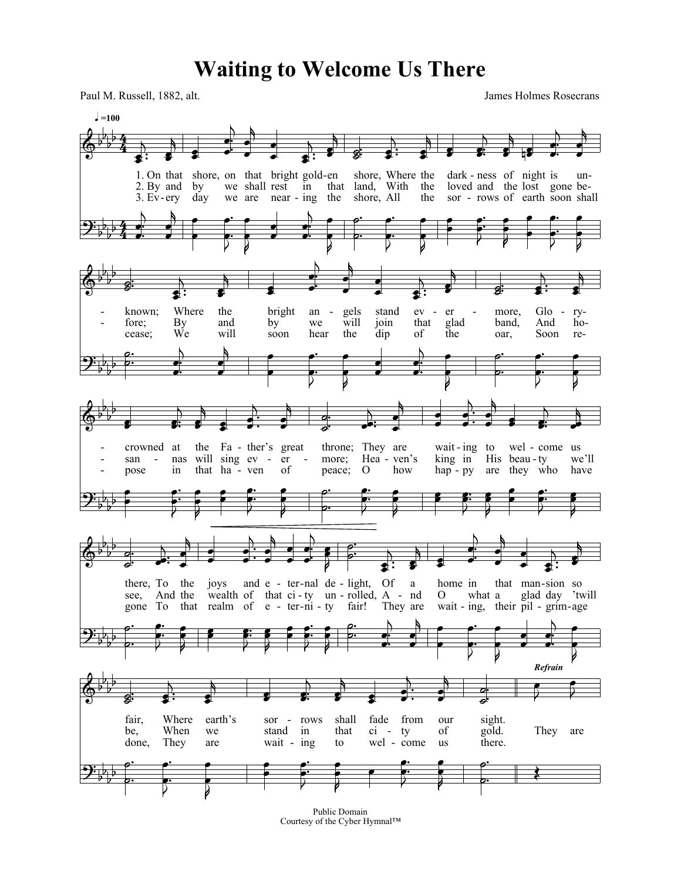# Waiting to Welcome Us There

Paul M. Russell, 1882, alt.

James Holmes Rosecrans

♩=100

1. On that shore, on that bright gold-en shore, Where the dark-ness of night is un-known; Where the bright an-gels stand ev-er-more, Glo-ry-crowned at the Fa-ther's great throne; They are wait-ing to wel-come us there, To the joys and e-ter-nal de-light, Of a home in that man-sion so fair, Where earth's sor-rows shall fade from our sight.

2. By and by we shall rest in that land, With the loved and the lost gone be-fore; By and by we will join that glad band, And ho-san-nas will sing ev-er-more; Hea-ven's king in His beau-ty we'll see, And the wealth of that ci-ty un-rolled, A-nd O what a glad day 'twill be, When we stand in that ci-ty of gold.

3. Ev-ery day we are near-ing the shore, All the sor-rows of earth soon shall cease; We will soon hear the dip of the oar, Soon re-pose in that ha-ven of peace; O how hap-py are they who have gone To that realm of e-ter-ni-ty fair! They are wait-ing, their pil-grim-age done, They are wait-ing to wel-come us there.

*Refrain*

They are

Public Domain
Courtesy of the Cyber Hymnal™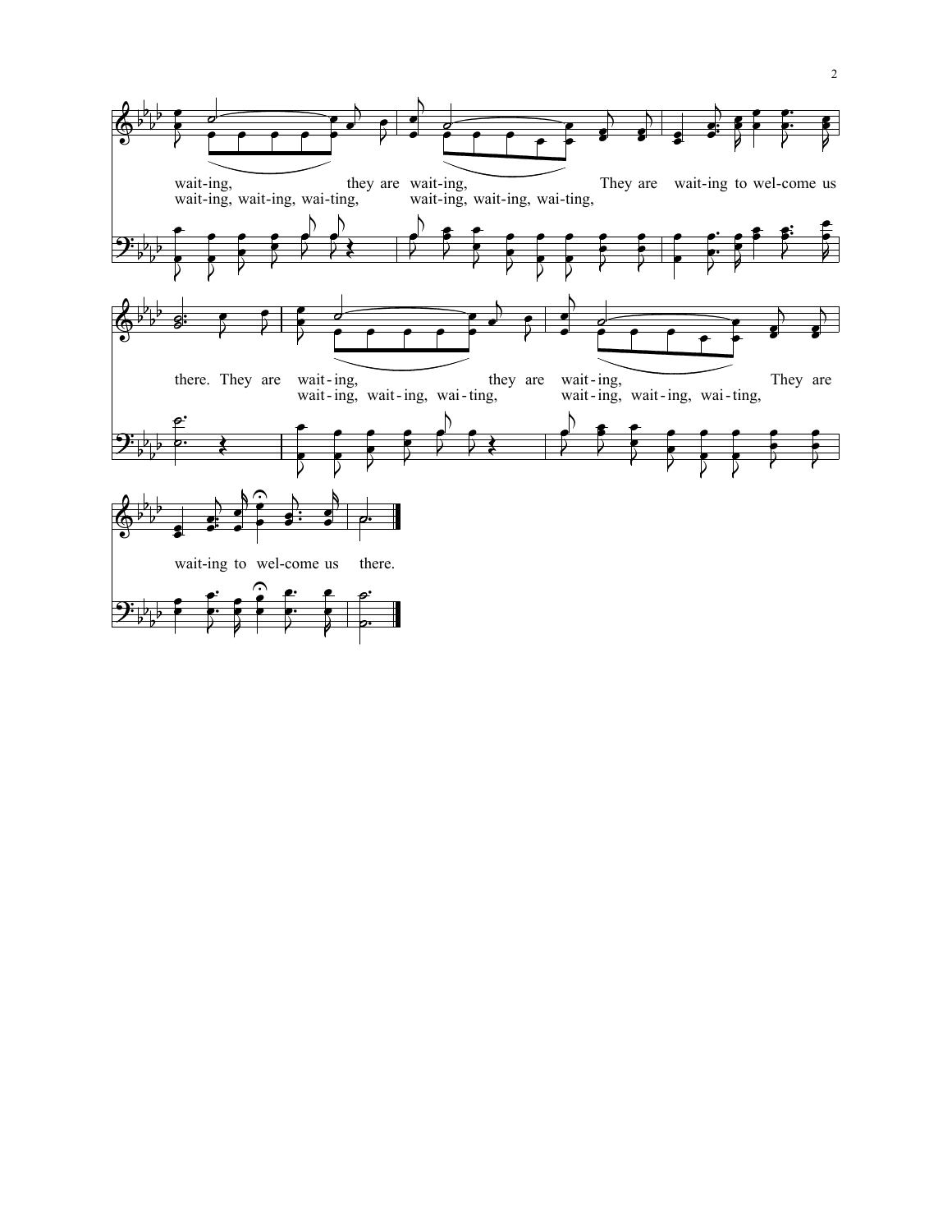wait-ing, they are wait-ing, They are wait-ing to wel-come us

wait-ing, wait-ing, wai-ting, wait-ing, wait-ing, wai-ting,

there. They are wait-ing, they are wait-ing, They are

wait-ing, wait-ing, wai-ting, wait-ing, wait-ing, wai-ting,

wait-ing to wel-come us there.